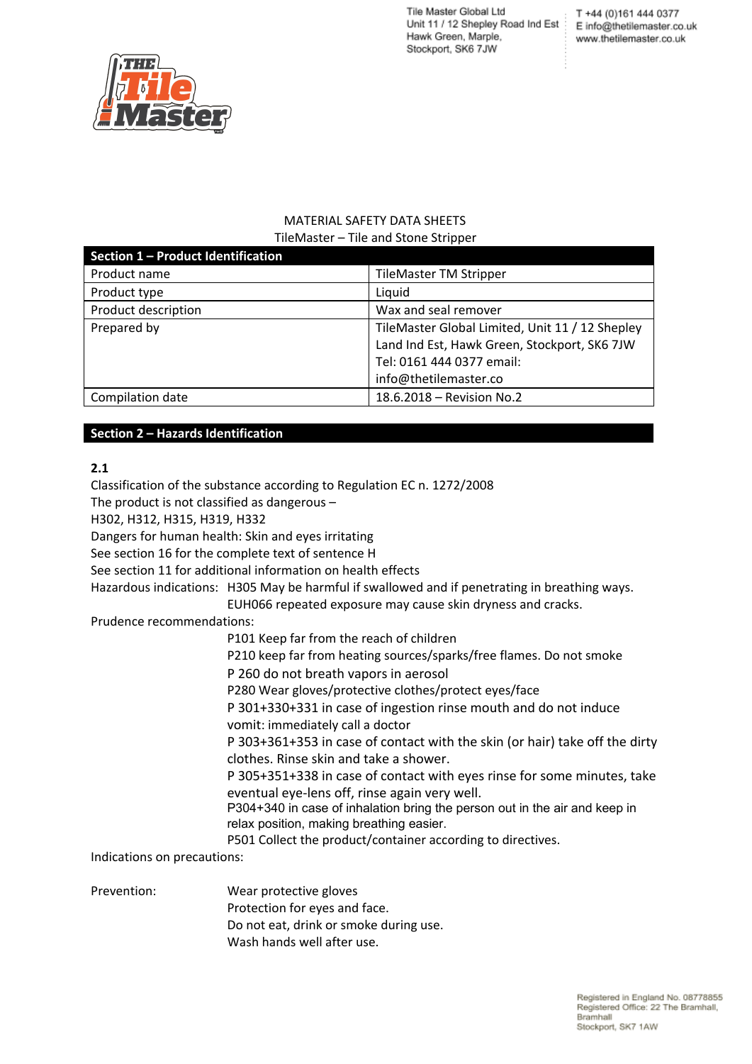Tile Master Global Ltd
Unit 11 / 12 Shepley Road Ind Est
Hawk Green, Marple,
Stockport, SK6 7JW

T +44 (0)161 444 0377
E info@thetilemaster.co.uk
www.thetilemaster.co.uk

MATERIAL SAFETY DATA SHEETS

TileMaster – Tile and Stone Stripper

| Section 1 – Product Identification | |
|---|---|
| Product name | TileMaster TM Stripper |
| Product type | Liquid |
| Product description | Wax and seal remover |
| Prepared by | TileMaster Global Limited, Unit 11 / 12 Shepley Land Ind Est, Hawk Green, Stockport, SK6 7JW Tel: 0161 444 0377 email: info@thetilemaster.co |
| Compilation date | 18.6.2018 – Revision No.2 |

## Section 2 – Hazards Identification

**2.1**

Classification of the substance according to Regulation EC n. 1272/2008

The product is not classified as dangerous –

H302, H312, H315, H319, H332

Dangers for human health: Skin and eyes irritating

See section 16 for the complete text of sentence H

See section 11 for additional information on health effects

Hazardous indications: H305 May be harmful if swallowed and if penetrating in breathing ways.
EUH066 repeated exposure may cause skin dryness and cracks.

Prudence recommendations:

- P101 Keep far from the reach of children
- P210 keep far from heating sources/sparks/free flames. Do not smoke
- P 260 do not breath vapors in aerosol
- P280 Wear gloves/protective clothes/protect eyes/face
- P 301+330+331 in case of ingestion rinse mouth and do not induce vomit: immediately call a doctor
- P 303+361+353 in case of contact with the skin (or hair) take off the dirty clothes. Rinse skin and take a shower.
- P 305+351+338 in case of contact with eyes rinse for some minutes, take eventual eye-lens off, rinse again very well.
- P304+340 in case of inhalation bring the person out in the air and keep in relax position, making breathing easier.
- P501 Collect the product/container according to directives.

Indications on precautions:

Prevention:
- Wear protective gloves
- Protection for eyes and face.
- Do not eat, drink or smoke during use.
- Wash hands well after use.

Registered in England No. 08778855
Registered Office: 22 The Bramhall, Bramhall
Stockport, SK7 1AW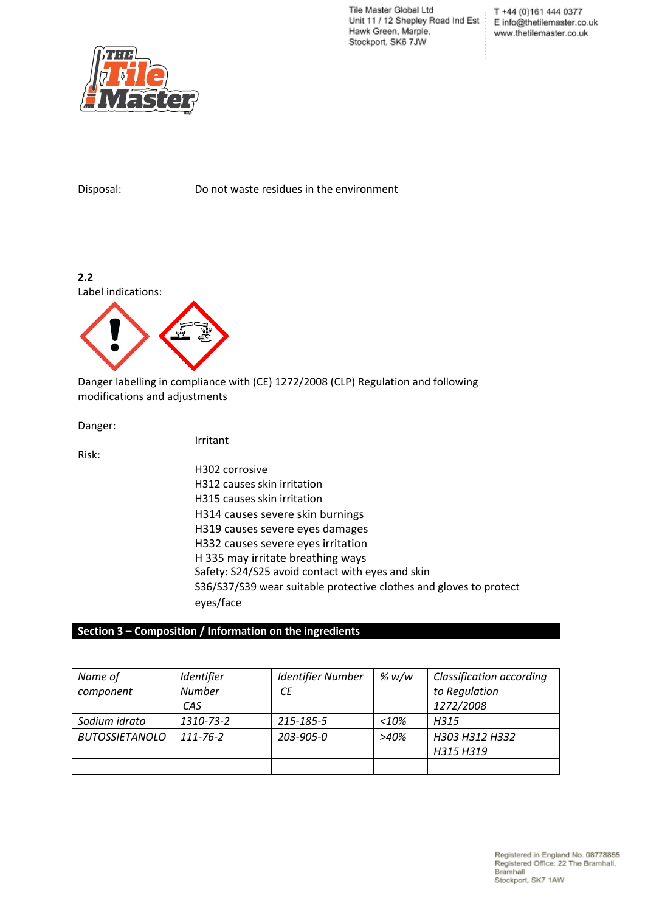Disposal: Do not waste residues in the environment

**2.2**
Label indications:

Danger labelling in compliance with (CE) 1272/2008 (CLP) Regulation and following modifications and adjustments

Danger:

Irritant

Risk:

H302 corrosive
H312 causes skin irritation
H315 causes skin irritation
H314 causes severe skin burnings
H319 causes severe eyes damages
H332 causes severe eyes irritation
H 335 may irritate breathing ways
Safety: S24/S25 avoid contact with eyes and skin
S36/S37/S39 wear suitable protective clothes and gloves to protect eyes/face

## Section 3 – Composition / Information on the ingredients

| *Name of component* | *Identifier Number CAS* | *Identifier Number CE* | *% w/w* | *Classification according to Regulation 1272/2008* |
|---|---|---|---|---|
| *Sodium idrato* | *1310-73-2* | *215-185-5* | *<10%* | *H315* |
| *BUTOSSIETANOLO* | *111-76-2* | *203-905-0* | *>40%* | *H303 H312 H332 H315 H319* |
| | | | | |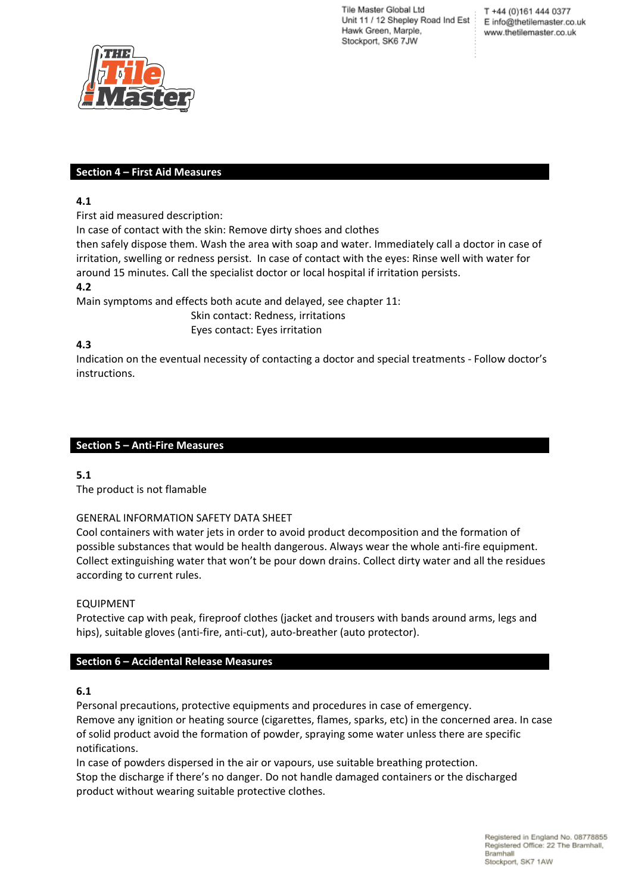## Section 4 – First Aid Measures

**4.1**

First aid measured description:
In case of contact with the skin: Remove dirty shoes and clothes then safely dispose them. Wash the area with soap and water. Immediately call a doctor in case of irritation, swelling or redness persist. In case of contact with the eyes: Rinse well with water for around 15 minutes. Call the specialist doctor or local hospital if irritation persists.

**4.2**

Main symptoms and effects both acute and delayed, see chapter 11:

Skin contact: Redness, irritations
Eyes contact: Eyes irritation

**4.3**

Indication on the eventual necessity of contacting a doctor and special treatments - Follow doctor's instructions.

## Section 5 – Anti-Fire Measures

**5.1**

The product is not flamable

GENERAL INFORMATION SAFETY DATA SHEET
Cool containers with water jets in order to avoid product decomposition and the formation of possible substances that would be health dangerous. Always wear the whole anti-fire equipment. Collect extinguishing water that won't be pour down drains. Collect dirty water and all the residues according to current rules.

EQUIPMENT
Protective cap with peak, fireproof clothes (jacket and trousers with bands around arms, legs and hips), suitable gloves (anti-fire, anti-cut), auto-breather (auto protector).

## Section 6 – Accidental Release Measures

**6.1**

Personal precautions, protective equipments and procedures in case of emergency.
Remove any ignition or heating source (cigarettes, flames, sparks, etc) in the concerned area. In case of solid product avoid the formation of powder, spraying some water unless there are specific notifications.
In case of powders dispersed in the air or vapours, use suitable breathing protection.
Stop the discharge if there's no danger. Do not handle damaged containers or the discharged product without wearing suitable protective clothes.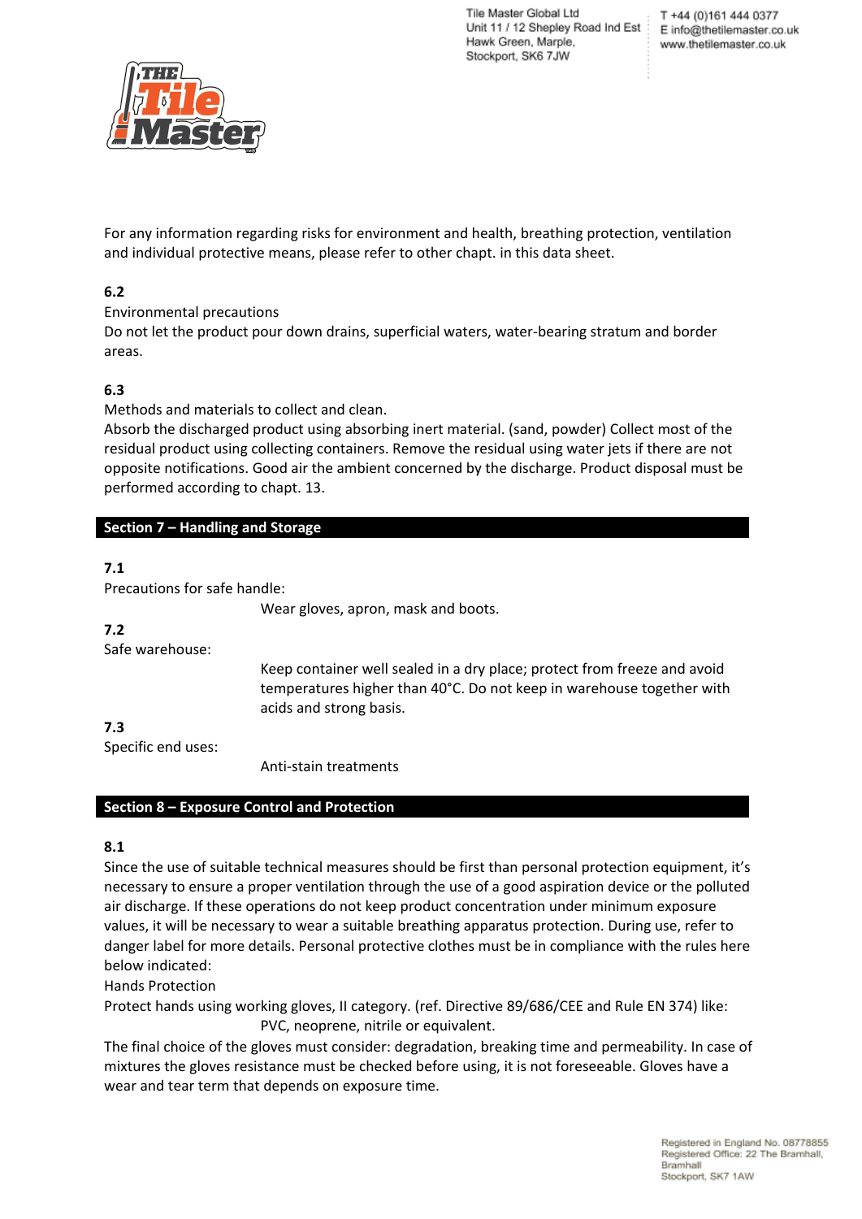For any information regarding risks for environment and health, breathing protection, ventilation and individual protective means, please refer to other chapt. in this data sheet.

**6.2**

Environmental precautions

Do not let the product pour down drains, superficial waters, water-bearing stratum and border areas.

**6.3**

Methods and materials to collect and clean.

Absorb the discharged product using absorbing inert material. (sand, powder) Collect most of the residual product using collecting containers. Remove the residual using water jets if there are not opposite notifications. Good air the ambient concerned by the discharge. Product disposal must be performed according to chapt. 13.

## Section 7 – Handling and Storage

**7.1**

Precautions for safe handle:

Wear gloves, apron, mask and boots.

**7.2**

Safe warehouse:

Keep container well sealed in a dry place; protect from freeze and avoid temperatures higher than 40°C. Do not keep in warehouse together with acids and strong basis.

**7.3**

Specific end uses:

Anti-stain treatments

## Section 8 – Exposure Control and Protection

**8.1**

Since the use of suitable technical measures should be first than personal protection equipment, it's necessary to ensure a proper ventilation through the use of a good aspiration device or the polluted air discharge. If these operations do not keep product concentration under minimum exposure values, it will be necessary to wear a suitable breathing apparatus protection. During use, refer to danger label for more details. Personal protective clothes must be in compliance with the rules here below indicated:

Hands Protection

Protect hands using working gloves, II category. (ref. Directive 89/686/CEE and Rule EN 374) like:

PVC, neoprene, nitrile or equivalent.

The final choice of the gloves must consider: degradation, breaking time and permeability. In case of mixtures the gloves resistance must be checked before using, it is not foreseeable. Gloves have a wear and tear term that depends on exposure time.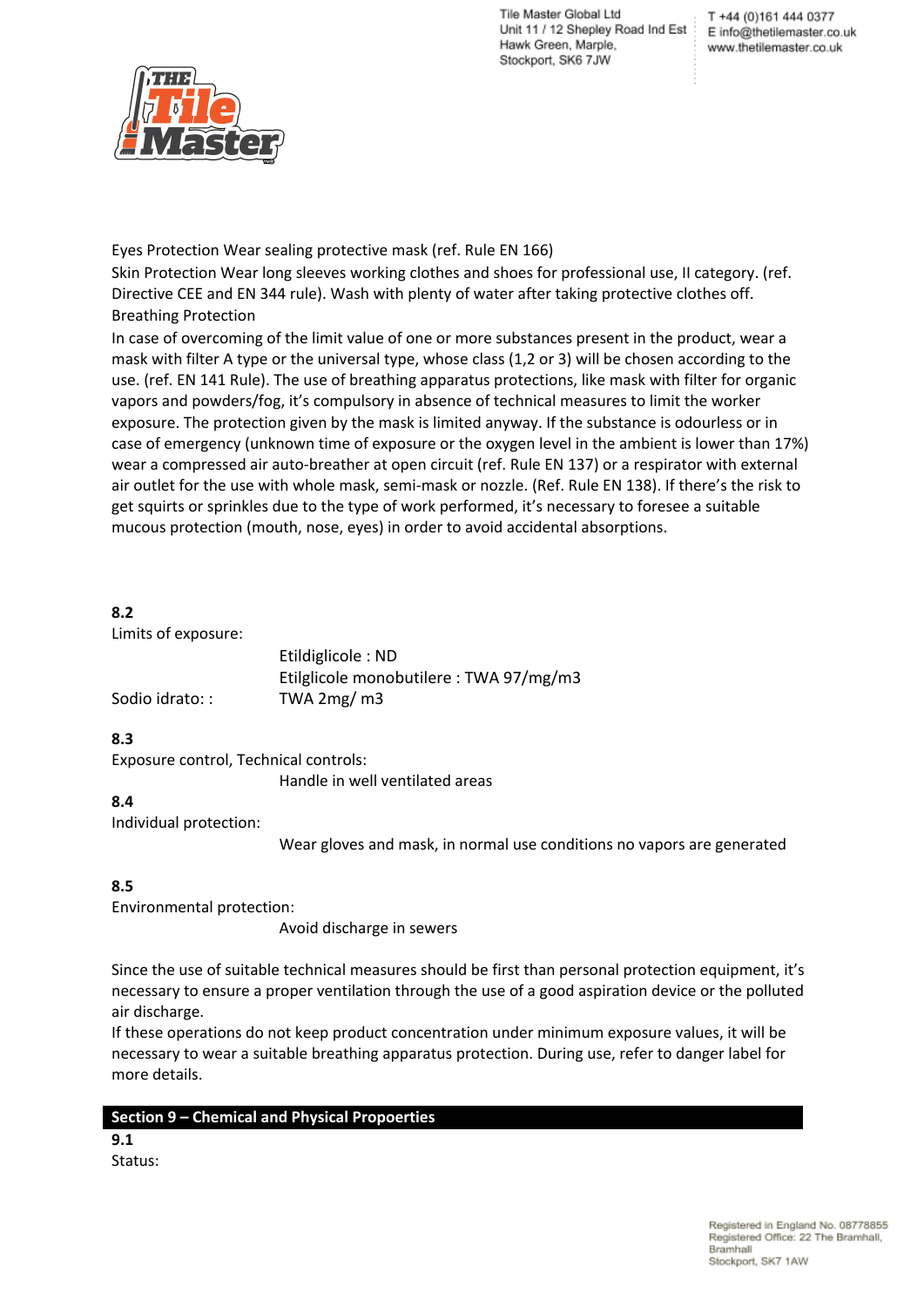Eyes Protection Wear sealing protective mask (ref. Rule EN 166)

Skin Protection Wear long sleeves working clothes and shoes for professional use, II category. (ref. Directive CEE and EN 344 rule). Wash with plenty of water after taking protective clothes off.

Breathing Protection

In case of overcoming of the limit value of one or more substances present in the product, wear a mask with filter A type or the universal type, whose class (1,2 or 3) will be chosen according to the use. (ref. EN 141 Rule). The use of breathing apparatus protections, like mask with filter for organic vapors and powders/fog, it's compulsory in absence of technical measures to limit the worker exposure. The protection given by the mask is limited anyway. If the substance is odourless or in case of emergency (unknown time of exposure or the oxygen level in the ambient is lower than 17%) wear a compressed air auto-breather at open circuit (ref. Rule EN 137) or a respirator with external air outlet for the use with whole mask, semi-mask or nozzle. (Ref. Rule EN 138). If there's the risk to get squirts or sprinkles due to the type of work performed, it's necessary to foresee a suitable mucous protection (mouth, nose, eyes) in order to avoid accidental absorptions.

**8.2**

Limits of exposure:

Etildiglicole : ND
Etilglicole monobutilere : TWA 97/mg/m3

Sodio idrato: : TWA 2mg/ m3

**8.3**

Exposure control, Technical controls:

Handle in well ventilated areas

**8.4**

Individual protection:

Wear gloves and mask, in normal use conditions no vapors are generated

**8.5**

Environmental protection:

Avoid discharge in sewers

Since the use of suitable technical measures should be first than personal protection equipment, it's necessary to ensure a proper ventilation through the use of a good aspiration device or the polluted air discharge.

If these operations do not keep product concentration under minimum exposure values, it will be necessary to wear a suitable breathing apparatus protection. During use, refer to danger label for more details.

## Section 9 – Chemical and Physical Propoerties

**9.1**

Status: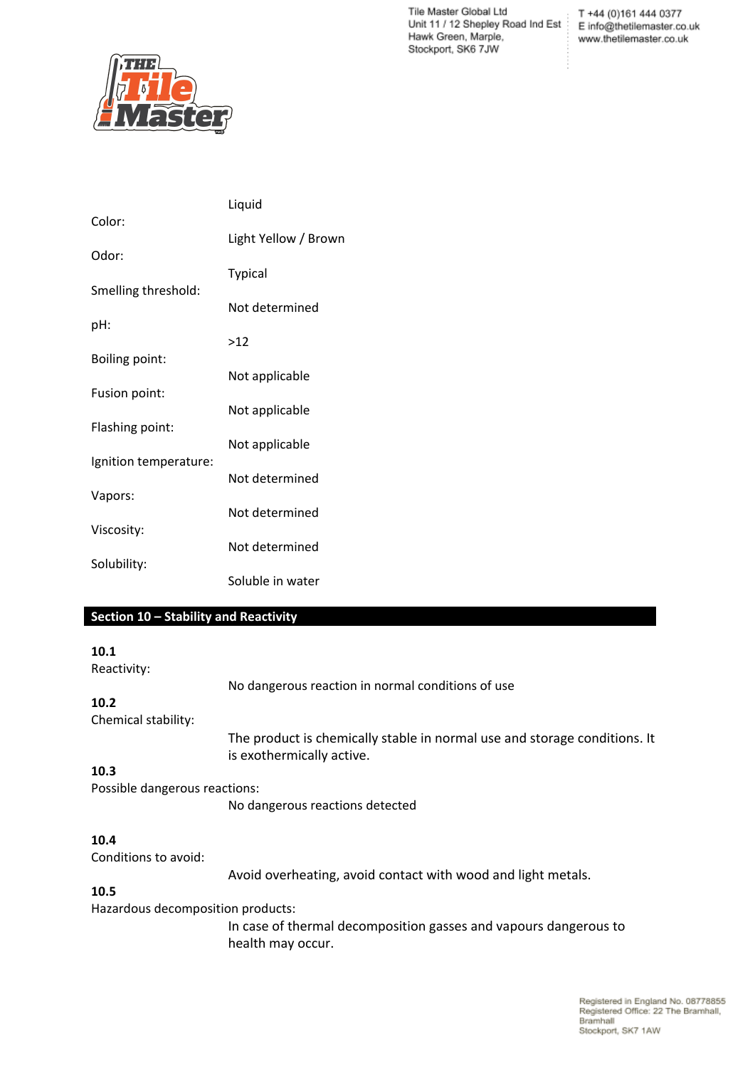| | |
|---|---|
| | Liquid |
| Color: | Light Yellow / Brown |
| Odor: | Typical |
| Smelling threshold: | Not determined |
| pH: | >12 |
| Boiling point: | Not applicable |
| Fusion point: | Not applicable |
| Flashing point: | Not applicable |
| Ignition temperature: | Not determined |
| Vapors: | Not determined |
| Viscosity: | Not determined |
| Solubility: | Soluble in water |

## Section 10 – Stability and Reactivity

**10.1**
Reactivity:
No dangerous reaction in normal conditions of use

**10.2**
Chemical stability:
The product is chemically stable in normal use and storage conditions. It is exothermically active.

**10.3**
Possible dangerous reactions:
No dangerous reactions detected

**10.4**
Conditions to avoid:
Avoid overheating, avoid contact with wood and light metals.

**10.5**
Hazardous decomposition products:
In case of thermal decomposition gasses and vapours dangerous to health may occur.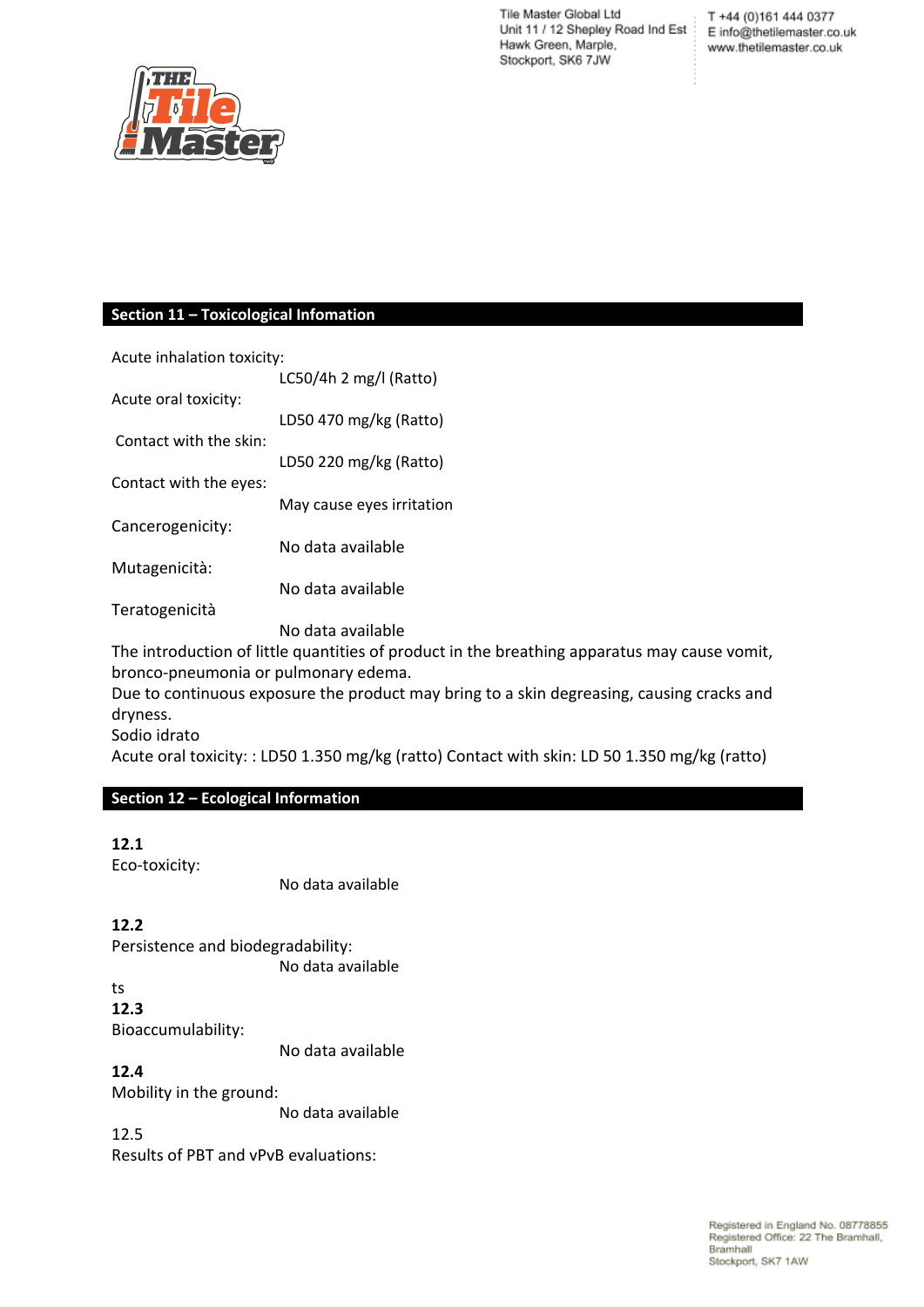## Section 11 – Toxicological Infomation

Acute inhalation toxicity:
LC50/4h 2 mg/l (Ratto)

Acute oral toxicity:
LD50 470 mg/kg (Ratto)

Contact with the skin:
LD50 220 mg/kg (Ratto)

Contact with the eyes:
May cause eyes irritation

Cancerogenicity:
No data available

Mutagenicità:
No data available

Teratogenicità
No data available

The introduction of little quantities of product in the breathing apparatus may cause vomit, bronco-pneumonia or pulmonary edema.
Due to continuous exposure the product may bring to a skin degreasing, causing cracks and dryness.
Sodio idrato
Acute oral toxicity: : LD50 1.350 mg/kg (ratto) Contact with skin: LD 50 1.350 mg/kg (ratto)

## Section 12 – Ecological Information

**12.1**
Eco-toxicity:
No data available

**12.2**
Persistence and biodegradability:
No data available

ts
**12.3**
Bioaccumulability:
No data available

**12.4**
Mobility in the ground:
No data available

12.5
Results of PBT and vPvB evaluations: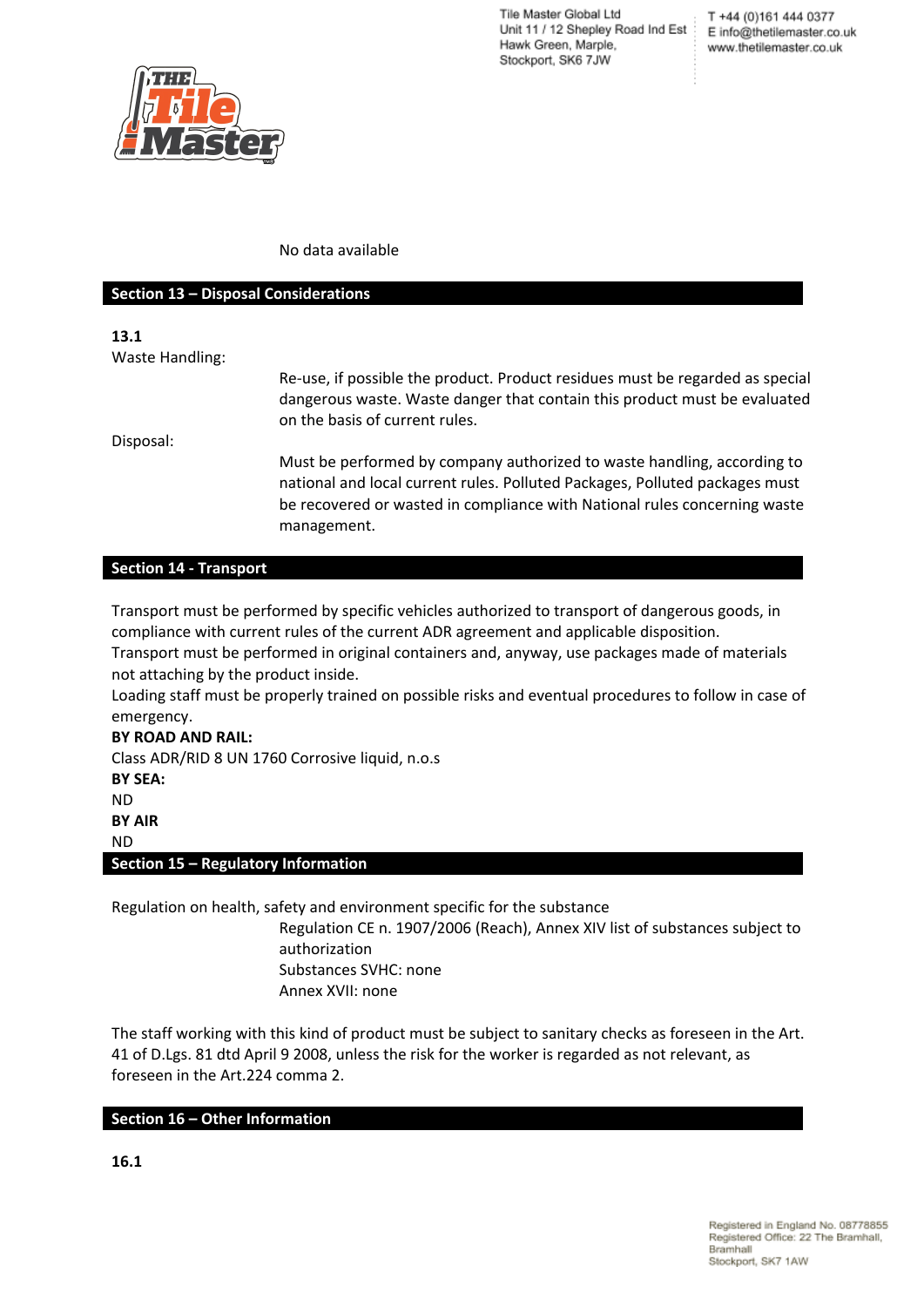No data available

## Section 13 – Disposal Considerations

**13.1**

Waste Handling:

Re-use, if possible the product. Product residues must be regarded as special dangerous waste. Waste danger that contain this product must be evaluated on the basis of current rules.

Disposal:

Must be performed by company authorized to waste handling, according to national and local current rules. Polluted Packages, Polluted packages must be recovered or wasted in compliance with National rules concerning waste management.

## Section 14 - Transport

Transport must be performed by specific vehicles authorized to transport of dangerous goods, in compliance with current rules of the current ADR agreement and applicable disposition.
Transport must be performed in original containers and, anyway, use packages made of materials not attaching by the product inside.
Loading staff must be properly trained on possible risks and eventual procedures to follow in case of emergency.

**BY ROAD AND RAIL:**
Class ADR/RID 8 UN 1760 Corrosive liquid, n.o.s

**BY SEA:**
ND

**BY AIR**
ND

## Section 15 – Regulatory Information

Regulation on health, safety and environment specific for the substance

Regulation CE n. 1907/2006 (Reach), Annex XIV list of substances subject to authorization
Substances SVHC: none
Annex XVII: none

The staff working with this kind of product must be subject to sanitary checks as foreseen in the Art. 41 of D.Lgs. 81 dtd April 9 2008, unless the risk for the worker is regarded as not relevant, as foreseen in the Art.224 comma 2.

## Section 16 – Other Information

**16.1**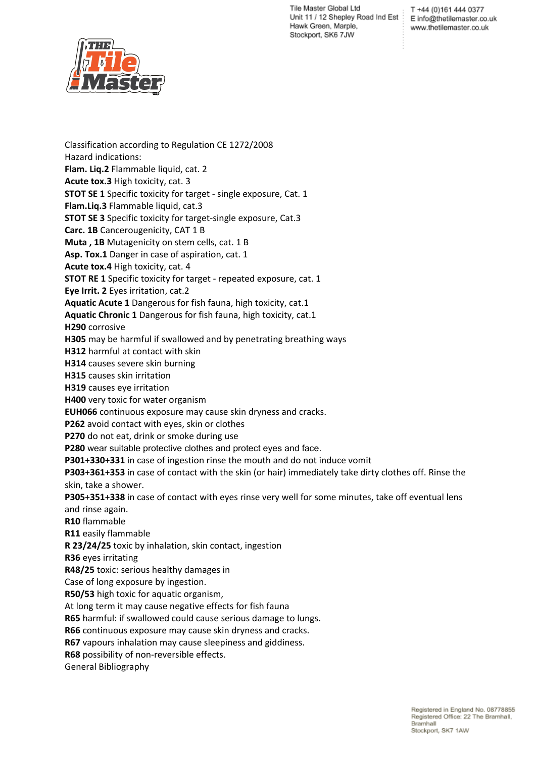Classification according to Regulation CE 1272/2008

Hazard indications:

**Flam. Liq.2** Flammable liquid, cat. 2
**Acute tox.3** High toxicity, cat. 3
**STOT SE 1** Specific toxicity for target - single exposure, Cat. 1
**Flam.Liq.3** Flammable liquid, cat.3
**STOT SE 3** Specific toxicity for target-single exposure, Cat.3
**Carc. 1B** Cancerougenicity, CAT 1 B
**Muta , 1B** Mutagenicity on stem cells, cat. 1 B
**Asp. Tox.1** Danger in case of aspiration, cat. 1
**Acute tox.4** High toxicity, cat. 4
**STOT RE 1** Specific toxicity for target - repeated exposure, cat. 1
**Eye Irrit. 2** Eyes irritation, cat.2
**Aquatic Acute 1** Dangerous for fish fauna, high toxicity, cat.1
**Aquatic Chronic 1** Dangerous for fish fauna, high toxicity, cat.1
**H290** corrosive
**H305** may be harmful if swallowed and by penetrating breathing ways
**H312** harmful at contact with skin
**H314** causes severe skin burning
**H315** causes skin irritation
**H319** causes eye irritation
**H400** very toxic for water organism
**EUH066** continuous exposure may cause skin dryness and cracks.
**P262** avoid contact with eyes, skin or clothes
**P270** do not eat, drink or smoke during use
**P280** wear suitable protective clothes and protect eyes and face.
**P301**+**330**+**331** in case of ingestion rinse the mouth and do not induce vomit
**P303**+**361**+**353** in case of contact with the skin (or hair) immediately take dirty clothes off. Rinse the skin, take a shower.
**P305**+**351**+**338** in case of contact with eyes rinse very well for some minutes, take off eventual lens and rinse again.
**R10** flammable
**R11** easily flammable
**R 23/24/25** toxic by inhalation, skin contact, ingestion
**R36** eyes irritating
**R48/25** toxic: serious healthy damages in
Case of long exposure by ingestion.
**R50/53** high toxic for aquatic organism,
At long term it may cause negative effects for fish fauna
**R65** harmful: if swallowed could cause serious damage to lungs.
**R66** continuous exposure may cause skin dryness and cracks.
**R67** vapours inhalation may cause sleepiness and giddiness.
**R68** possibility of non-reversible effects.
General Bibliography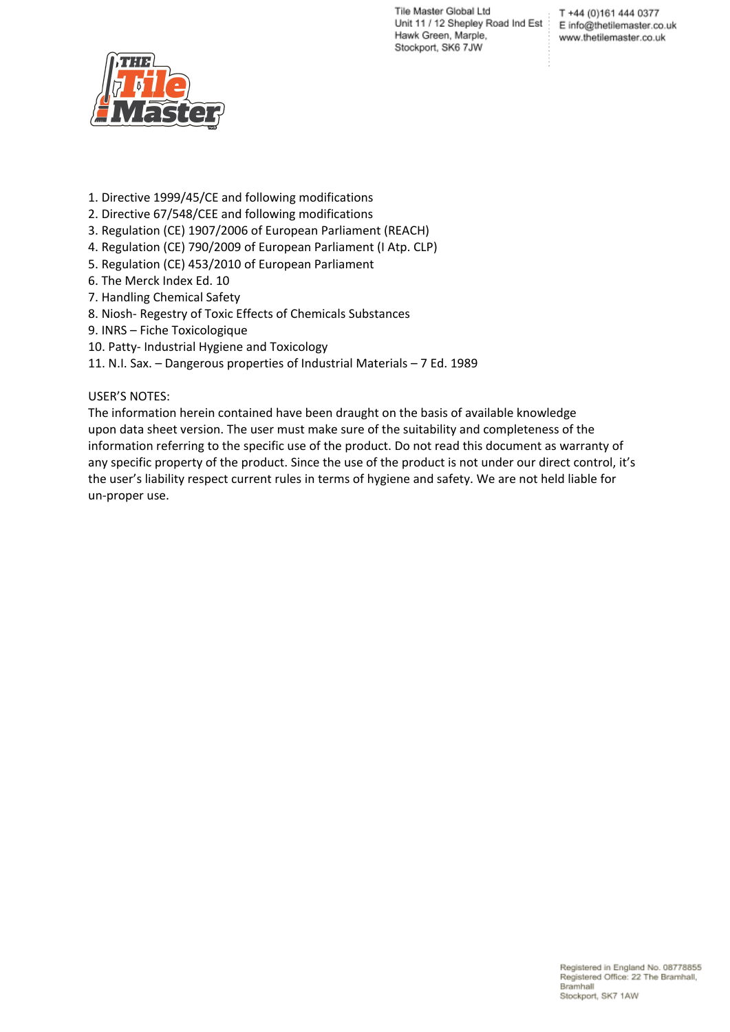1. Directive 1999/45/CE and following modifications
2. Directive 67/548/CEE and following modifications
3. Regulation (CE) 1907/2006 of European Parliament (REACH)
4. Regulation (CE) 790/2009 of European Parliament (I Atp. CLP)
5. Regulation (CE) 453/2010 of European Parliament
6. The Merck Index Ed. 10
7. Handling Chemical Safety
8. Niosh- Regestry of Toxic Effects of Chemicals Substances
9. INRS – Fiche Toxicologique
10. Patty- Industrial Hygiene and Toxicology
11. N.I. Sax. – Dangerous properties of Industrial Materials – 7 Ed. 1989

USER'S NOTES:
The information herein contained have been draught on the basis of available knowledge upon data sheet version. The user must make sure of the suitability and completeness of the information referring to the specific use of the product. Do not read this document as warranty of any specific property of the product. Since the use of the product is not under our direct control, it's the user's liability respect current rules in terms of hygiene and safety. We are not held liable for un-proper use.